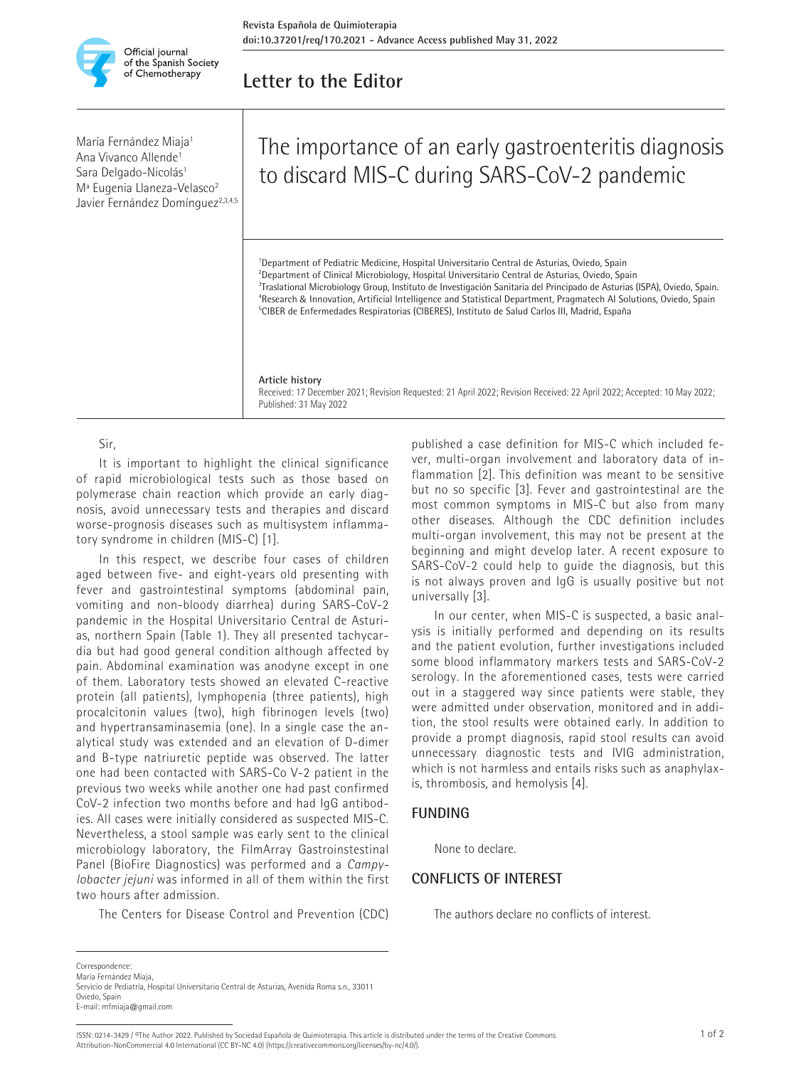Letter to the Editor

María Fernández Miaja[1]
Ana Vivanco Allende[1]
Sara Delgado-Nicolás[1]
Mª Eugenia Llaneza-Velasco[2]
Javier Fernández Domínguez[2,3,4,5]

# The importance of an early gastroenteritis diagnosis to discard MIS-C during SARS-CoV-2 pandemic

[1]Department of Pediatric Medicine, Hospital Universitario Central de Asturias, Oviedo, Spain
[2]Department of Clinical Microbiology, Hospital Universitario Central de Asturias, Oviedo, Spain
[3]Traslational Microbiology Group, Instituto de Investigación Sanitaria del Principado de Asturias (ISPA), Oviedo, Spain.
[4]Research & Innovation, Artificial Intelligence and Statistical Department, Pragmatech AI Solutions, Oviedo, Spain
[5]CIBER de Enfermedades Respiratorias (CIBERES), Instituto de Salud Carlos III, Madrid, España

**Article history**
Received: 17 December 2021; Revision Requested: 21 April 2022; Revision Received: 22 April 2022; Accepted: 10 May 2022; Published: 31 May 2022

Sir,

It is important to highlight the clinical significance of rapid microbiological tests such as those based on polymerase chain reaction which provide an early diagnosis, avoid unnecessary tests and therapies and discard worse-prognosis diseases such as multisystem inflammatory syndrome in children (MIS-C) [1].

In this respect, we describe four cases of children aged between five- and eight-years old presenting with fever and gastrointestinal symptoms (abdominal pain, vomiting and non-bloody diarrhea) during SARS-CoV-2 pandemic in the Hospital Universitario Central de Asturias, northern Spain (Table 1). They all presented tachycardia but had good general condition although affected by pain. Abdominal examination was anodyne except in one of them. Laboratory tests showed an elevated C-reactive protein (all patients), lymphopenia (three patients), high procalcitonin values (two), high fibrinogen levels (two) and hypertransaminasemia (one). In a single case the analytical study was extended and an elevation of D-dimer and B-type natriuretic peptide was observed. The latter one had been contacted with SARS-Co V-2 patient in the previous two weeks while another one had past confirmed CoV-2 infection two months before and had IgG antibodies. All cases were initially considered as suspected MIS-C. Nevertheless, a stool sample was early sent to the clinical microbiology laboratory, the FilmArray Gastroinstestinal Panel (BioFire Diagnostics) was performed and a *Campylobacter jejuni* was informed in all of them within the first two hours after admission.

The Centers for Disease Control and Prevention (CDC) published a case definition for MIS-C which included fever, multi-organ involvement and laboratory data of inflammation [2]. This definition was meant to be sensitive but no so specific [3]. Fever and gastrointestinal are the most common symptoms in MIS-C but also from many other diseases. Although the CDC definition includes multi-organ involvement, this may not be present at the beginning and might develop later. A recent exposure to SARS-CoV-2 could help to guide the diagnosis, but this is not always proven and IgG is usually positive but not universally [3].

In our center, when MIS-C is suspected, a basic analysis is initially performed and depending on its results and the patient evolution, further investigations included some blood inflammatory markers tests and SARS-CoV-2 serology. In the aforementioned cases, tests were carried out in a staggered way since patients were stable, they were admitted under observation, monitored and in addition, the stool results were obtained early. In addition to provide a prompt diagnosis, rapid stool results can avoid unnecessary diagnostic tests and IVIG administration, which is not harmless and entails risks such as anaphylaxis, thrombosis, and hemolysis [4].

## FUNDING

None to declare.

## CONFLICTS OF INTEREST

The authors declare no conflicts of interest.

Correspondence:
María Fernández Miaja,
Servicio de Pediatría, Hospital Universitario Central de Asturias, Avenida Roma s.n., 33011 Oviedo, Spain
E-mail: mfmiaja@gmail.com

ISSN: 0214-3429 / ©The Author 2022. Published by Sociedad Española de Quimioterapia. This article is distributed under the terms of the Creative Commons Attribution-NonCommercial 4.0 International (CC BY-NC 4.0) (https://creativecommons.org/licenses/by-nc/4.0/).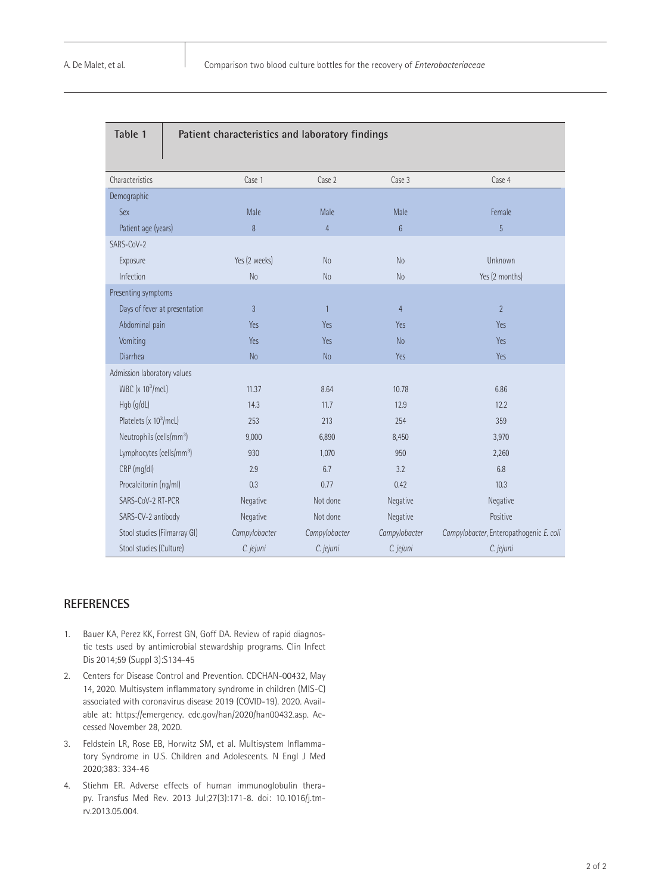**Table 1** Patient characteristics and laboratory findings

| Characteristics | Case 1 | Case 2 | Case 3 | Case 4 |
|---|---|---|---|---|
| Demographic | | | | |
| Sex | Male | Male | Male | Female |
| Patient age (years) | 8 | 4 | 6 | 5 |
| SARS-CoV-2 | | | | |
| Exposure | Yes (2 weeks) | No | No | Unknown |
| Infection | No | No | No | Yes (2 months) |
| Presenting symptoms | | | | |
| Days of fever at presentation | 3 | 1 | 4 | 2 |
| Abdominal pain | Yes | Yes | Yes | Yes |
| Vomiting | Yes | Yes | No | Yes |
| Diarrhea | No | No | Yes | Yes |
| Admission laboratory values | | | | |
| WBC (x $10^3$/mcL) | 11.37 | 8.64 | 10.78 | 6.86 |
| Hgb (g/dL) | 14.3 | 11.7 | 12.9 | 12.2 |
| Platelets (x $10^3$/mcL) | 253 | 213 | 254 | 359 |
| Neutrophils (cells/mm$^3$) | 9,000 | 6,890 | 8,450 | 3,970 |
| Lymphocytes (cells/mm$^3$) | 930 | 1,070 | 950 | 2,260 |
| CRP (mg/dl) | 2.9 | 6.7 | 3.2 | 6.8 |
| Procalcitonin (ng/ml) | 0.3 | 0.77 | 0.42 | 10.3 |
| SARS-CoV-2 RT-PCR | Negative | Not done | Negative | Negative |
| SARS-CV-2 antibody | Negative | Not done | Negative | Positive |
| Stool studies (Filmarray GI) | *Campylobacter* | *Campylobacter* | *Campylobacter* | *Campylobacter*, Enteropathogenic *E. coli* |
| Stool studies (Culture) | *C. jejuni* | *C. jejuni* | *C. jejuni* | *C. jejuni* |

## REFERENCES

1. Bauer KA, Perez KK, Forrest GN, Goff DA. Review of rapid diagnostic tests used by antimicrobial stewardship programs. Clin Infect Dis 2014;59 (Suppl 3):S134-45
2. Centers for Disease Control and Prevention. CDCHAN-00432, May 14, 2020. Multisystem inflammatory syndrome in children (MIS-C) associated with coronavirus disease 2019 (COVID-19). 2020. Available at: https://emergency. cdc.gov/han/2020/han00432.asp. Accessed November 28, 2020.
3. Feldstein LR, Rose EB, Horwitz SM, et al. Multisystem Inflammatory Syndrome in U.S. Children and Adolescents. N Engl J Med 2020;383: 334-46
4. Stiehm ER. Adverse effects of human immunoglobulin therapy. Transfus Med Rev. 2013 Jul;27(3):171-8. doi: 10.1016/j.tmrv.2013.05.004.